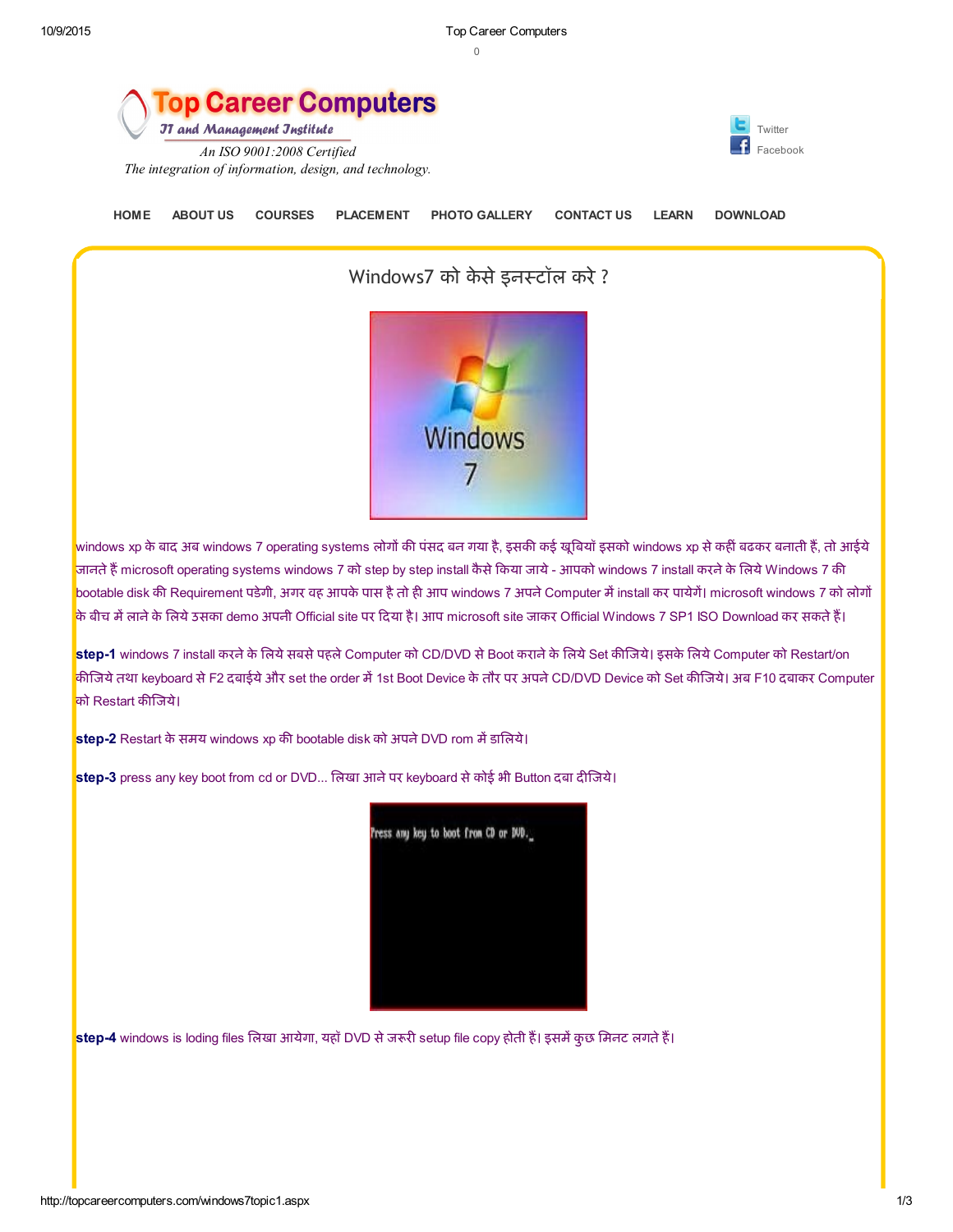# Top Career Computers

*IT and Management Institute*

*An ISO 9001:2008 Certified*

*The integration of information, design, and technology.*

Twitter
Facebook

HOME ABOUT US COURSES PLACEMENT PHOTO GALLERY CONTACT US LEARN DOWNLOAD

## Windows7 को केसे इनस्टॉल करे ?

windows xp के बाद अब windows 7 operating systems लोगों की पंसद बन गया है, इसकी कई खूबियॉ इसको windows xp से कहीं बढकर बनाती हैं, तो आईये जानते हैं microsoft operating systems windows 7 को step by step install कैसे किया जाये - आपको windows 7 install करने के लिये Windows 7 की bootable disk की Requirement पडेगी, अगर वह आपके पास है तो ही आप windows 7 अपने Computer में install कर पायेगें। microsoft windows 7 को लोगों के बीच में लाने के लिये उसका demo अपनी Official site पर दिया है। आप microsoft site जाकर Official Windows 7 SP1 ISO Download कर सकते हैं।

**step-1** windows 7 install करने के लिये सबसे पहले Computer को CD/DVD से Boot कराने के लिये Set कीजिये। इसके लिये Computer को Restart/on कीजिये तथा keyboard से F2 दबाईये और set the order में 1st Boot Device के तौर पर अपने CD/DVD Device को Set कीजिये। अब F10 दबाकर Computer को Restart कीजिये।

**step-2** Restart के समय windows xp की bootable disk को अपने DVD rom में डालिये।

**step-3** press any key boot from cd or DVD... लिखा आने पर keyboard से कोई भी Button दबा दीजिये।

**step-4** windows is loding files लिखा आयेगा, यहॉ DVD से जरूरी setup file copy होती हैं। इसमें कुछ मिनट लगते हैं।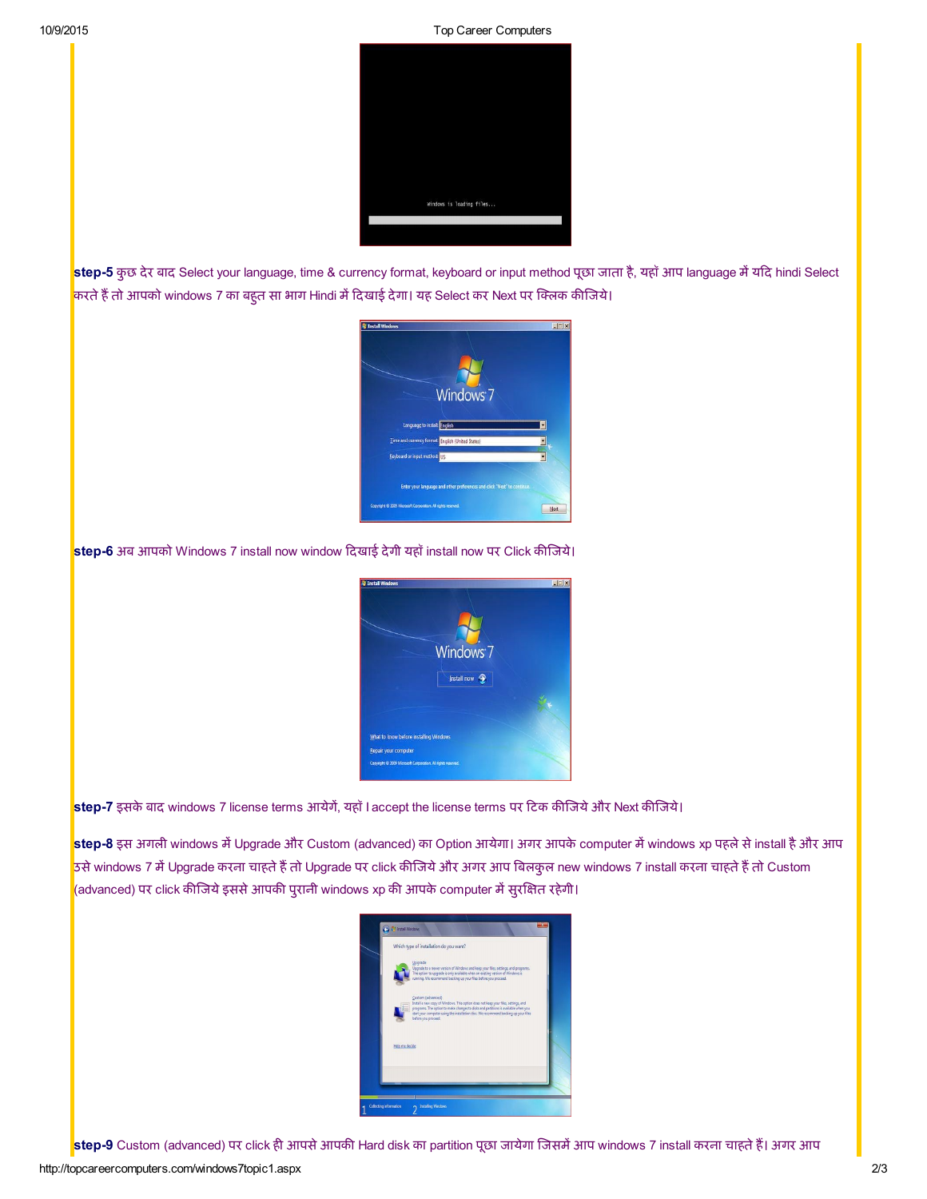**step-5** कुछ देर बाद Select your language, time & currency format, keyboard or input method पूछा जाता है, यहाँ आप language में यदि hindi Select करते हैं तो आपको windows 7 का बहुत सा भाग Hindi में दिखाई देगा। यह Select कर Next पर क्लिक कीजिये।

**step-6** अब आपको Windows 7 install now window दिखाई देगी यहाँ install now पर Click कीजिये।

**step-7** इसके बाद windows 7 license terms आयेगें, यहाँ I accept the license terms पर टिक कीजिये और Next कीजिये।

**step-8** इस अगली windows में Upgrade और Custom (advanced) का Option आयेगा। अगर आपके computer में windows xp पहले से install है और आप उसे windows 7 में Upgrade करना चाहते हैं तो Upgrade पर click कीजिये और अगर आप बिलकुल new windows 7 install करना चाहते हैं तो Custom (advanced) पर click कीजिये इससे आपकी पुरानी windows xp की आपके computer में सुरक्षित रहेगी।

**step-9** Custom (advanced) पर click ही आपसे आपकी Hard disk का partition पूछा जायेगा जिसमें आप windows 7 install करना चाहते हैं। अगर आप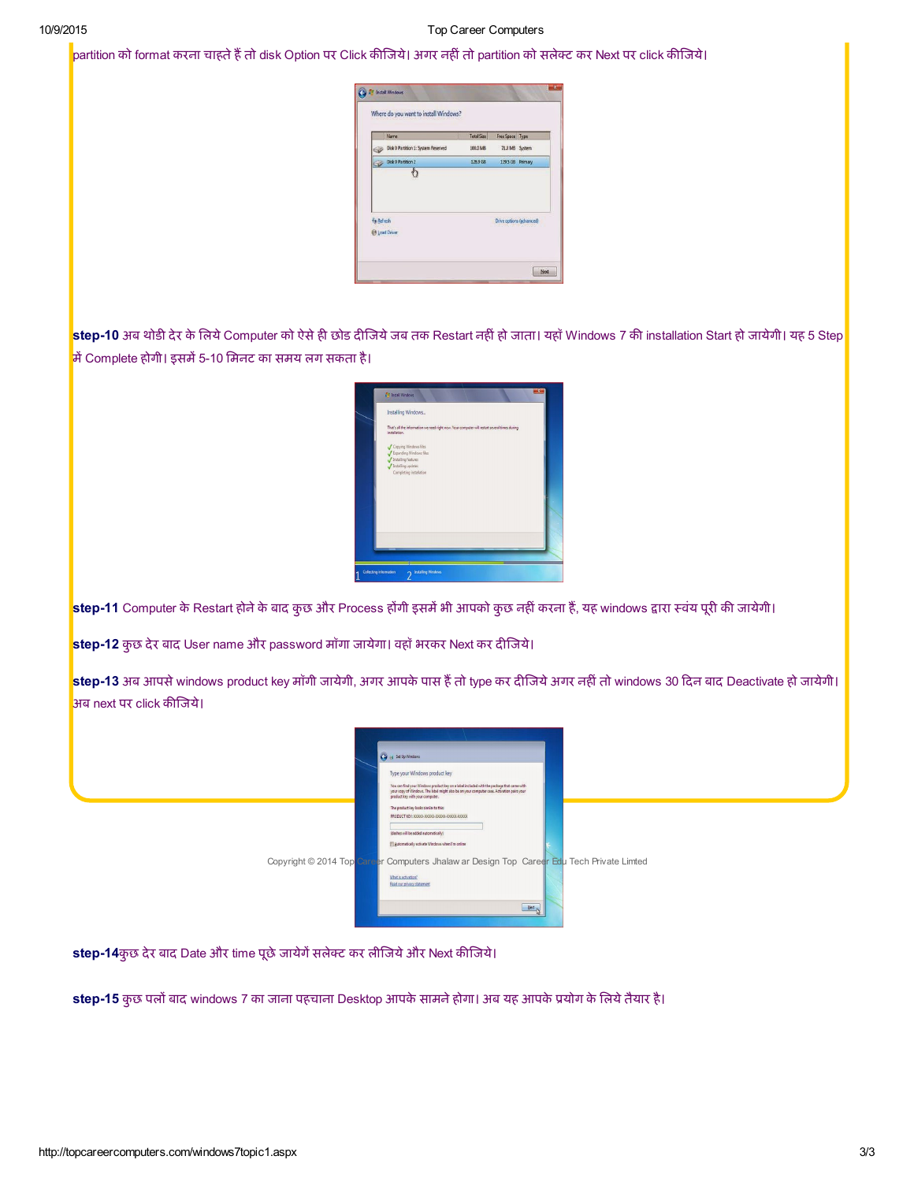partition को format करना चाहते हैं तो disk Option पर Click कीजिये। अगर नहीं तो partition को सलेक्ट कर Next पर click कीजिये।

**step-10** अब थोडी देर के लिये Computer को ऐसे ही छोड दीजिये जब तक Restart नहीं हो जाता। यहां Windows 7 की installation Start हो जायेगी। यह 5 Step में Complete होगी। इसमें 5-10 मिनट का समय लग सकता है।

**step-11** Computer के Restart होने के बाद कुछ और Process होंगी इसमें भी आपको कुछ नहीं करना हैं, यह windows द्वारा स्वंय पूरी की जायेगी।

**step-12** कुछ देर बाद User name और password मॉगा जायेगा। वहॉं भरकर Next कर दीजिये।

**step-13** अब आपसे windows product key मॉगी जायेगी, अगर आपके पास हैं तो type कर दीजिये अगर नहीं तो windows 30 दिन बाद Deactivate हो जायेगी। अब next पर click कीजिये।

Copyright © 2014 Top Career Computers Jhalawar Design Top Career Edu Tech Private Limted

**step-14**कुछ देर बाद Date और time पूछे जायेगें सलेक्ट कर लीजिये और Next कीजिये।

**step-15** कुछ पलों बाद windows 7 का जाना पहचाना Desktop आपके सामने होगा। अब यह आपके प्रयोग के लिये तैयार है।